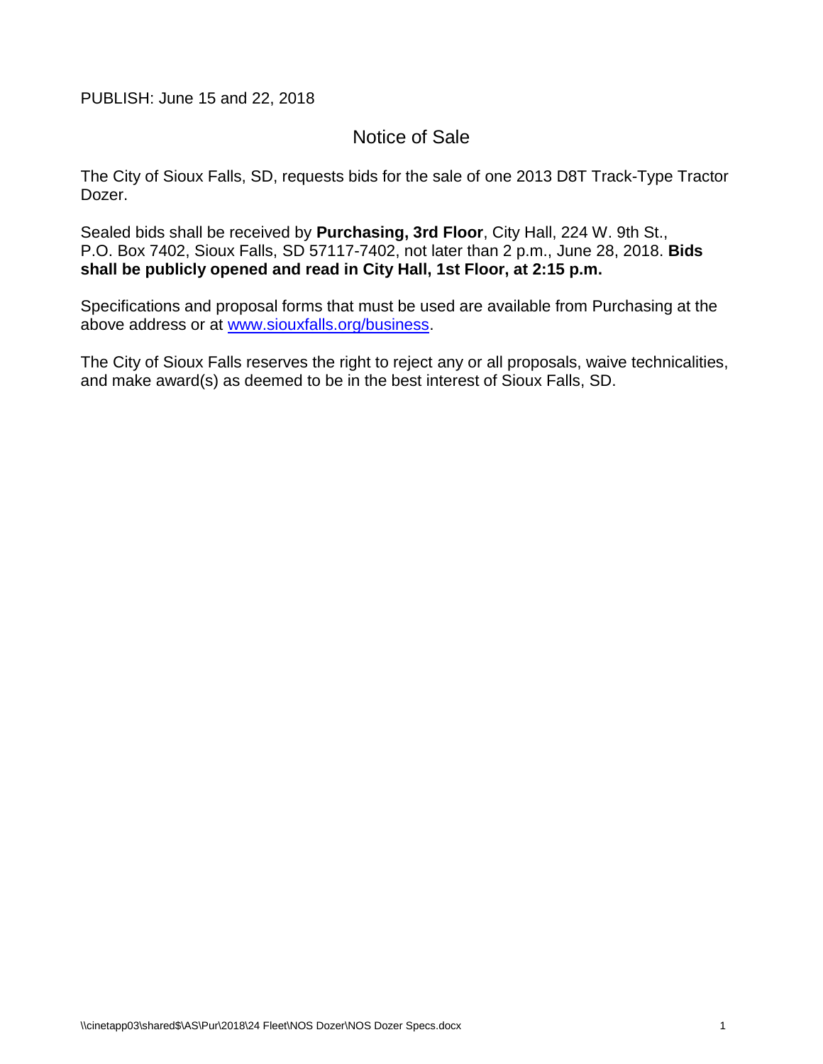PUBLISH: June 15 and 22, 2018

# Notice of Sale

The City of Sioux Falls, SD, requests bids for the sale of one 2013 D8T Track-Type Tractor Dozer.

Sealed bids shall be received by **Purchasing, 3rd Floor**, City Hall, 224 W. 9th St., P.O. Box 7402, Sioux Falls, SD 57117-7402, not later than 2 p.m., June 28, 2018. **Bids shall be publicly opened and read in City Hall, 1st Floor, at 2:15 p.m.**

Specifications and proposal forms that must be used are available from Purchasing at the above address or at [www.siouxfalls.org/business](www.siouxfalls.org/business).

The City of Sioux Falls reserves the right to reject any or all proposals, waive technicalities, and make award(s) as deemed to be in the best interest of Sioux Falls, SD.

\\cinetapp03\shared$\AS\Pur\2018\24 Fleet\NOS Dozer\NOS Dozer Specs.docx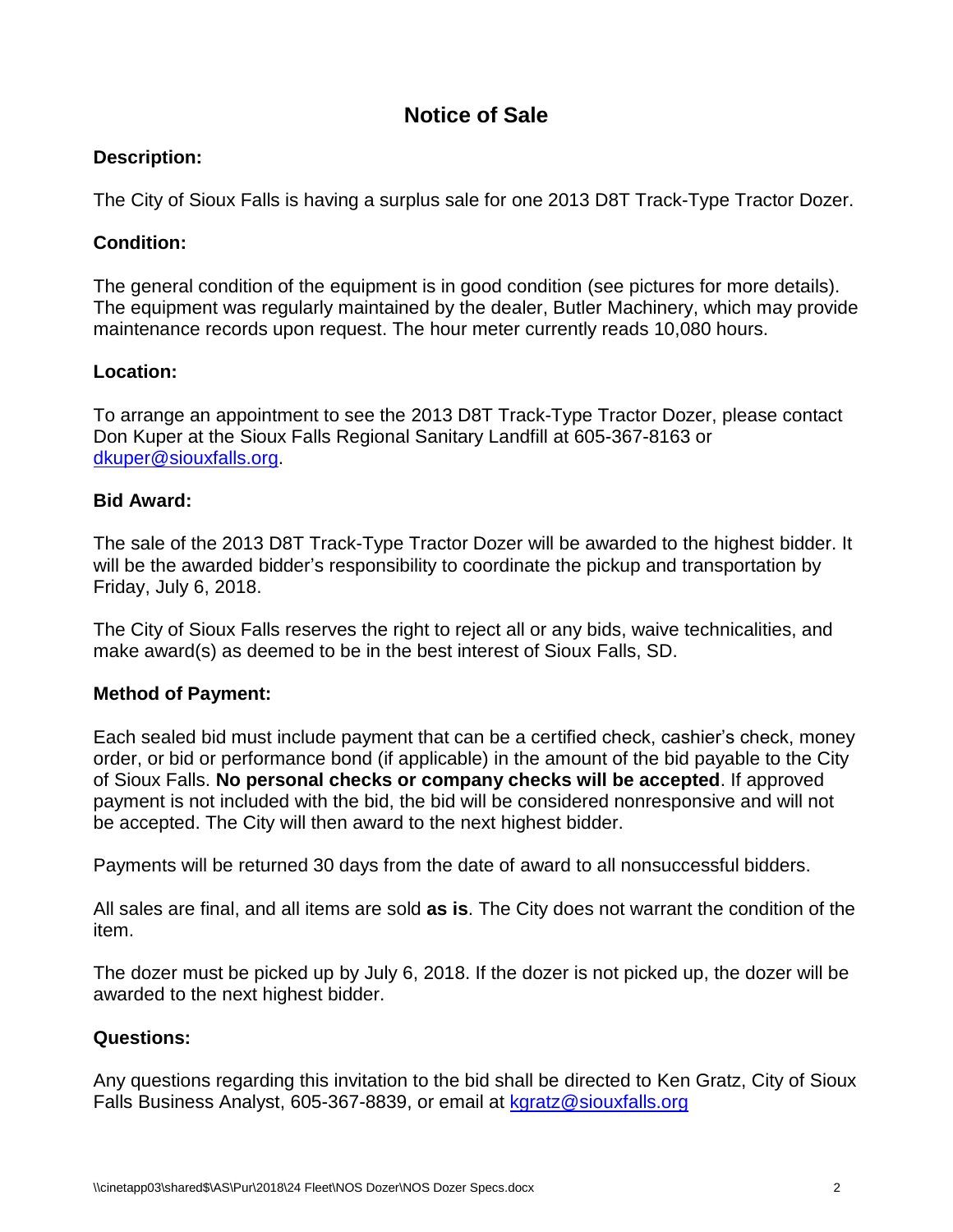# Notice of Sale

**Description:**

The City of Sioux Falls is having a surplus sale for one 2013 D8T Track-Type Tractor Dozer.

**Condition:**

The general condition of the equipment is in good condition (see pictures for more details). The equipment was regularly maintained by the dealer, Butler Machinery, which may provide maintenance records upon request. The hour meter currently reads 10,080 hours.

**Location:**

To arrange an appointment to see the 2013 D8T Track-Type Tractor Dozer, please contact Don Kuper at the Sioux Falls Regional Sanitary Landfill at 605-367-8163 or dkuper@siouxfalls.org.

**Bid Award:**

The sale of the 2013 D8T Track-Type Tractor Dozer will be awarded to the highest bidder. It will be the awarded bidder's responsibility to coordinate the pickup and transportation by Friday, July 6, 2018.

The City of Sioux Falls reserves the right to reject all or any bids, waive technicalities, and make award(s) as deemed to be in the best interest of Sioux Falls, SD.

**Method of Payment:**

Each sealed bid must include payment that can be a certified check, cashier's check, money order, or bid or performance bond (if applicable) in the amount of the bid payable to the City of Sioux Falls. **No personal checks or company checks will be accepted**. If approved payment is not included with the bid, the bid will be considered nonresponsive and will not be accepted. The City will then award to the next highest bidder.

Payments will be returned 30 days from the date of award to all nonsuccessful bidders.

All sales are final, and all items are sold **as is**. The City does not warrant the condition of the item.

The dozer must be picked up by July 6, 2018. If the dozer is not picked up, the dozer will be awarded to the next highest bidder.

**Questions:**

Any questions regarding this invitation to the bid shall be directed to Ken Gratz, City of Sioux Falls Business Analyst, 605-367-8839, or email at kgratz@siouxfalls.org

\\cinetapp03\shared$\AS\Pur\2018\24 Fleet\NOS Dozer\NOS Dozer Specs.docx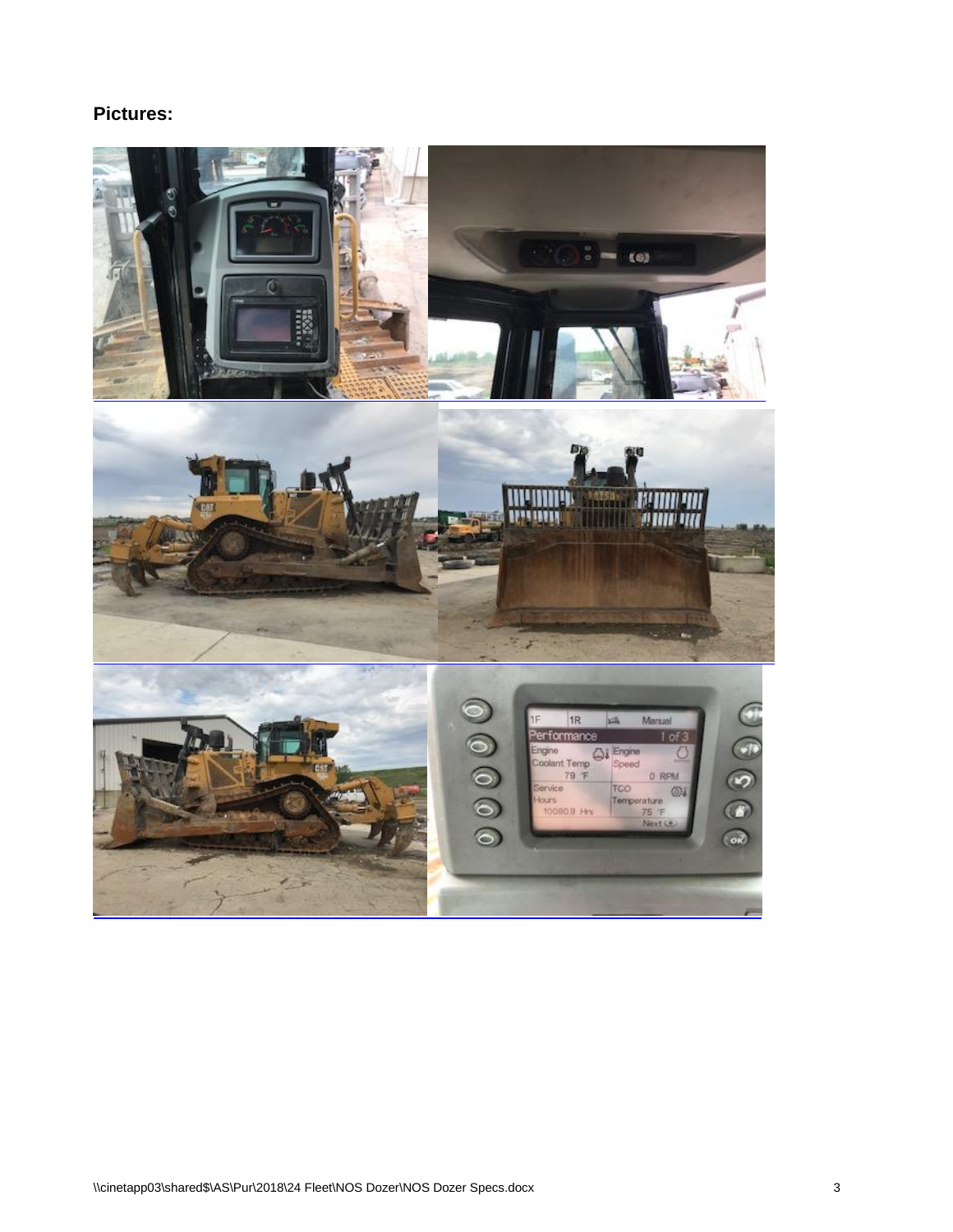**Pictures:**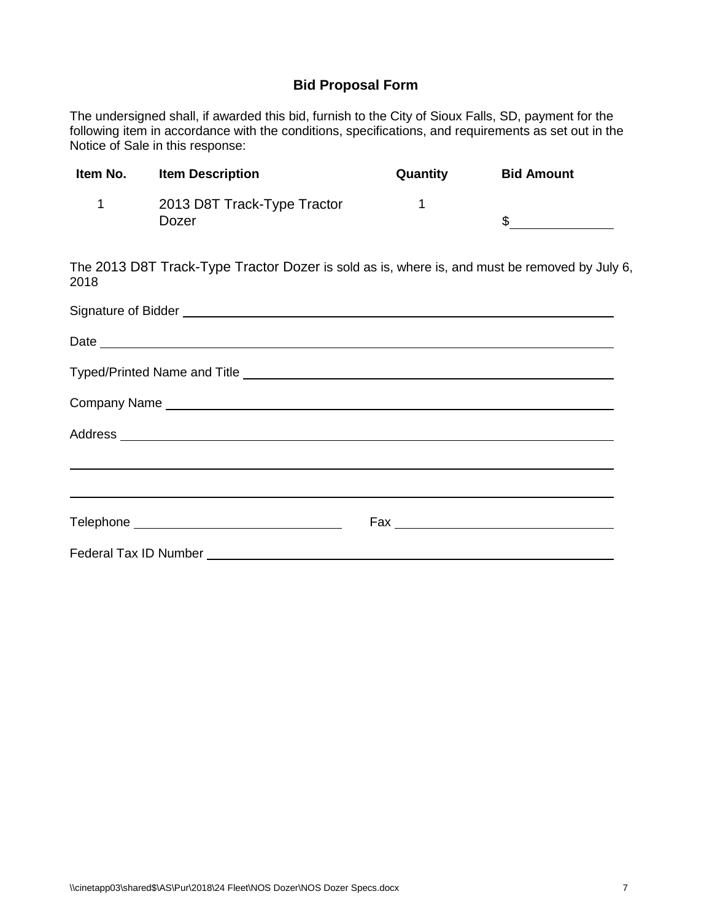## Bid Proposal Form

The undersigned shall, if awarded this bid, furnish to the City of Sioux Falls, SD, payment for the following item in accordance with the conditions, specifications, and requirements as set out in the Notice of Sale in this response:

| Item No. | Item Description | Quantity | Bid Amount |
|---|---|---|---|
| 1 | 2013 D8T Track-Type Tractor Dozer | 1 | $\_\_\_\_\_\_\_\_\_\_\_\_ |

The 2013 D8T Track-Type Tractor Dozer is sold as is, where is, and must be removed by July 6, 2018

Signature of Bidder \_\_\_\_\_\_\_\_\_\_\_\_\_\_\_\_\_\_\_\_\_\_\_\_\_\_\_\_\_\_\_\_\_\_\_\_\_\_\_\_

Date \_\_\_\_\_\_\_\_\_\_\_\_\_\_\_\_\_\_\_\_\_\_\_\_\_\_\_\_\_\_\_\_\_\_\_\_\_\_\_\_

Typed/Printed Name and Title \_\_\_\_\_\_\_\_\_\_\_\_\_\_\_\_\_\_\_\_\_\_\_\_\_\_\_\_\_\_\_\_\_\_\_\_\_\_\_\_

Company Name \_\_\_\_\_\_\_\_\_\_\_\_\_\_\_\_\_\_\_\_\_\_\_\_\_\_\_\_\_\_\_\_\_\_\_\_\_\_\_\_

Address \_\_\_\_\_\_\_\_\_\_\_\_\_\_\_\_\_\_\_\_\_\_\_\_\_\_\_\_\_\_\_\_\_\_\_\_\_\_\_\_

\_\_\_\_\_\_\_\_\_\_\_\_\_\_\_\_\_\_\_\_\_\_\_\_\_\_\_\_\_\_\_\_\_\_\_\_\_\_\_\_

\_\_\_\_\_\_\_\_\_\_\_\_\_\_\_\_\_\_\_\_\_\_\_\_\_\_\_\_\_\_\_\_\_\_\_\_\_\_\_\_

Telephone \_\_\_\_\_\_\_\_\_\_\_\_\_\_\_\_\_\_\_\_ Fax \_\_\_\_\_\_\_\_\_\_\_\_\_\_\_\_\_\_\_\_

Federal Tax ID Number \_\_\_\_\_\_\_\_\_\_\_\_\_\_\_\_\_\_\_\_\_\_\_\_\_\_\_\_\_\_\_\_\_\_\_\_\_\_\_\_

\\cinetapp03\shared$\AS\Pur\2018\24 Fleet\NOS Dozer\NOS Dozer Specs.docx